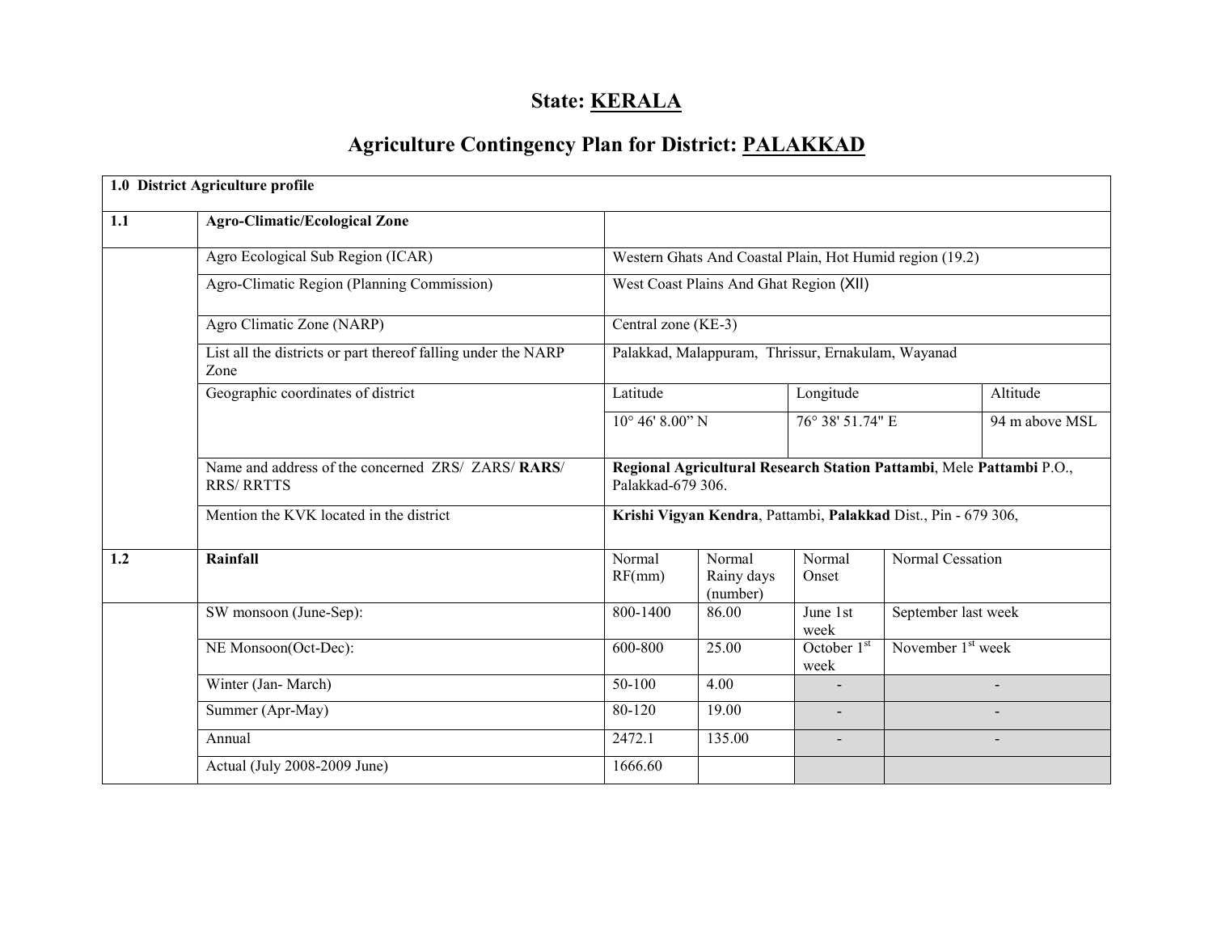# State: KERALA

## Agriculture Contingency Plan for District: PALAKKAD

| 1.0 District Agriculture profile | | | | | | |
|---|---|---|---|---|---|---|
| **1.1** | **Agro-Climatic/Ecological Zone** | | | | | |
| | Agro Ecological Sub Region (ICAR) | Western Ghats And Coastal Plain, Hot Humid region (19.2) | | | | |
| | Agro-Climatic Region (Planning Commission) | West Coast Plains And Ghat Region (XII) | | | | |
| | Agro Climatic Zone (NARP) | Central zone (KE-3) | | | | |
| | List all the districts or part thereof falling under the NARP Zone | Palakkad, Malappuram, Thrissur, Ernakulam, Wayanad | | | | |
| | Geographic coordinates of district | Latitude | | Longitude | | Altitude |
| | | 10° 46' 8.00" N | | 76° 38' 51.74" E | | 94 m above MSL |
| | Name and address of the concerned ZRS/ ZARS/ **RARS**/ RRS/ RRTTS | **Regional Agricultural Research Station Pattambi**, Mele **Pattambi** P.O., Palakkad-679 306. | | | | |
| | Mention the KVK located in the district | **Krishi Vigyan Kendra**, Pattambi, **Palakkad** Dist., Pin - 679 306, | | | | |
| **1.2** | **Rainfall** | Normal RF(mm) | Normal Rainy days (number) | Normal Onset | Normal Cessation | |
| | SW monsoon (June-Sep): | 800-1400 | 86.00 | June 1st week | September last week | |
| | NE Monsoon(Oct-Dec): | 600-800 | 25.00 | October 1st week | November 1st week | |
| | Winter (Jan- March) | 50-100 | 4.00 | - | - | |
| | Summer (Apr-May) | 80-120 | 19.00 | - | - | |
| | Annual | 2472.1 | 135.00 | - | - | |
| | Actual (July 2008-2009 June) | 1666.60 | | | | |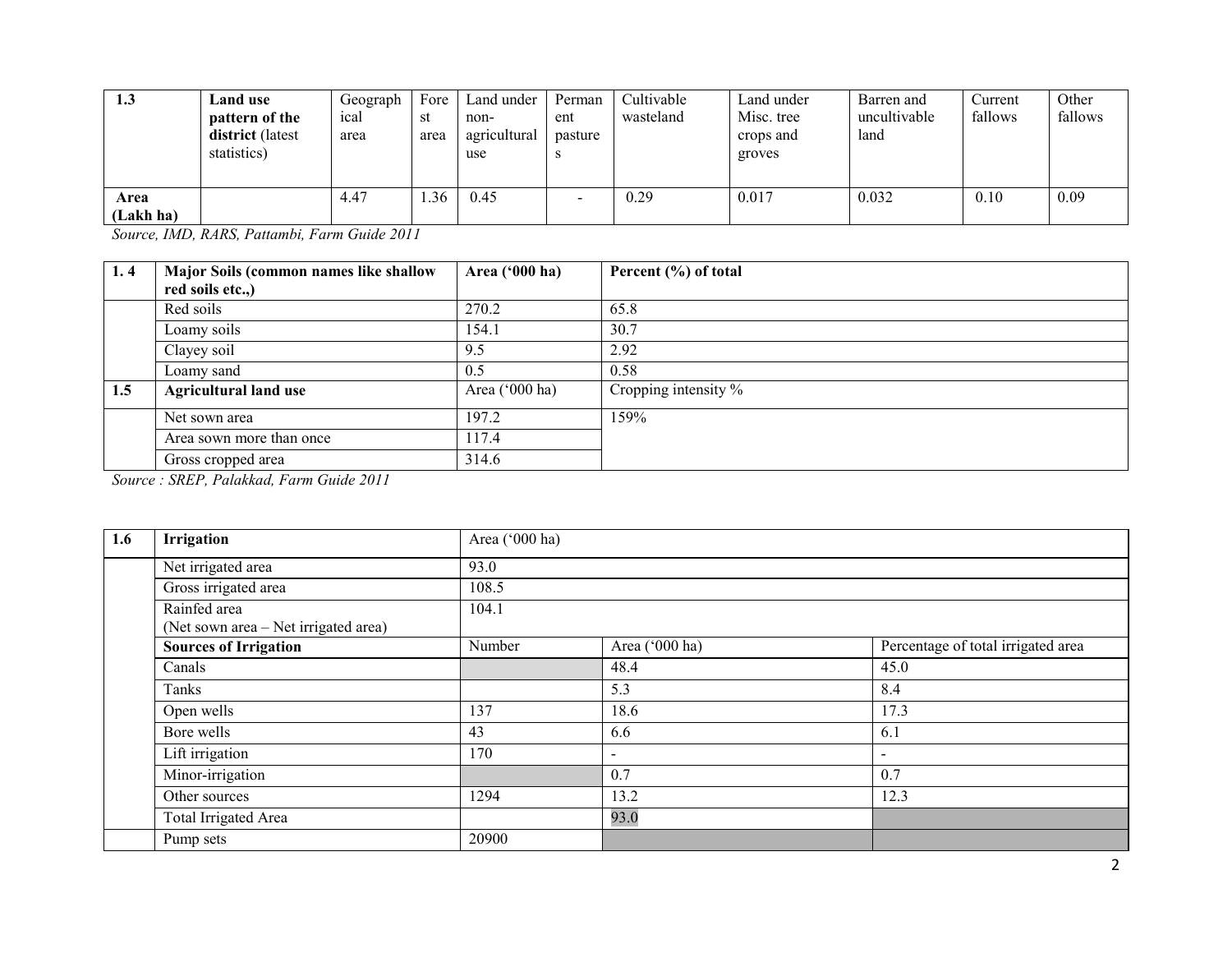| 1.3 | Land use pattern of the district (latest statistics) | Geographical area | Forest area | Land under non-agricultural use | Permanent pastures | Cultivable wasteland | Land under Misc. tree crops and groves | Barren and uncultivable land | Current fallows | Other fallows |
|---|---|---|---|---|---|---|---|---|---|---|
| Area (Lakh ha) | | 4.47 | 1.36 | 0.45 | - | 0.29 | 0.017 | 0.032 | 0.10 | 0.09 |

*Source, IMD, RARS, Pattambi, Farm Guide 2011*

| 1. 4 | Major Soils (common names like shallow red soils etc.,) | Area ('000 ha) | Percent (%) of total |
|---|---|---|---|
| | Red soils | 270.2 | 65.8 |
| | Loamy soils | 154.1 | 30.7 |
| | Clayey soil | 9.5 | 2.92 |
| | Loamy sand | 0.5 | 0.58 |
| **1.5** | **Agricultural land use** | Area ('000 ha) | Cropping intensity % |
| | Net sown area | 197.2 | 159% |
| | Area sown more than once | 117.4 | |
| | Gross cropped area | 314.6 | |

*Source : SREP, Palakkad, Farm Guide 2011*

| 1.6 | Irrigation | Area ('000 ha) | | |
|---|---|---|---|---|
| | Net irrigated area | 93.0 | | |
| | Gross irrigated area | 108.5 | | |
| | Rainfed area (Net sown area – Net irrigated area) | 104.1 | | |
| | **Sources of Irrigation** | Number | Area ('000 ha) | Percentage of total irrigated area |
| | Canals | | 48.4 | 45.0 |
| | Tanks | | 5.3 | 8.4 |
| | Open wells | 137 | 18.6 | 17.3 |
| | Bore wells | 43 | 6.6 | 6.1 |
| | Lift irrigation | 170 | - | - |
| | Minor-irrigation | | 0.7 | 0.7 |
| | Other sources | 1294 | 13.2 | 12.3 |
| | Total Irrigated Area | | 93.0 | |
| | Pump sets | 20900 | | |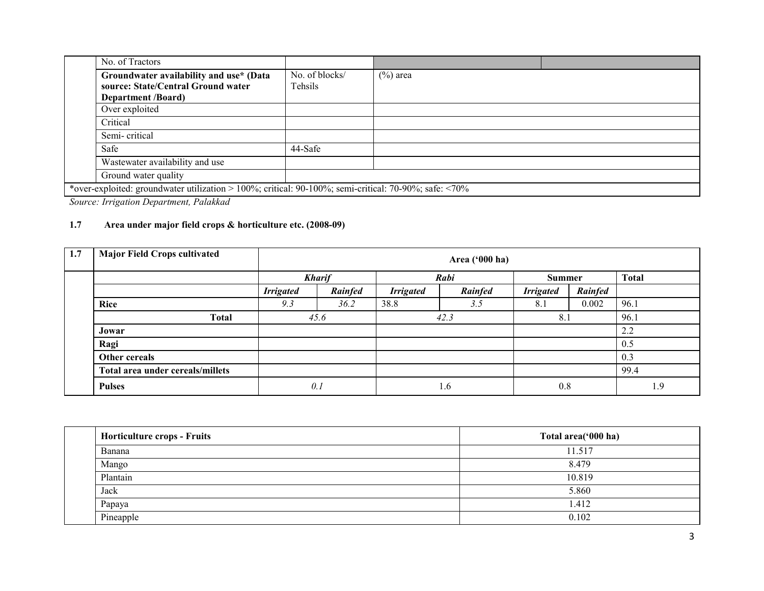| | | | | |
|---|---|---|---|---|
| | No. of Tractors | | | |
| | **Groundwater availability and use* (Data source: State/Central Ground water Department /Board)** | No. of blocks/ Tehsils | (%) area | |
| | Over exploited | | | |
| | Critical | | | |
| | Semi- critical | | | |
| | Safe | 44-Safe | | |
| | Wastewater availability and use | | | |
| | Ground water quality | | | |
| *over-exploited: groundwater utilization > 100%; critical: 90-100%; semi-critical: 70-90%; safe: <70% | | | | |

*Source: Irrigation Department, Palakkad*

**1.7 Area under major field crops & horticulture etc. (2008-09)**

| 1.7 | Major Field Crops cultivated | Area ('000 ha) | | | | | | |
|---|---|---|---|---|---|---|---|---|
| | | *Kharif* | | *Rabi* | | Summer | | Total |
| | | *Irrigated* | *Rainfed* | *Irrigated* | *Rainfed* | *Irrigated* | *Rainfed* | |
| | **Rice** | *9.3* | *36.2* | 38.8 | *3.5* | 8.1 | 0.002 | 96.1 |
| | **Total** | *45.6* | | *42.3* | | 8.1 | | 96.1 |
| | **Jowar** | | | | | | | 2.2 |
| | **Ragi** | | | | | | | 0.5 |
| | **Other cereals** | | | | | | | 0.3 |
| | **Total area under cereals/millets** | | | | | | | 99.4 |
| | **Pulses** | *0.1* | | 1.6 | | 0.8 | | 1.9 |

| | Horticulture crops - Fruits | Total area('000 ha) |
|---|---|---|
| | Banana | 11.517 |
| | Mango | 8.479 |
| | Plantain | 10.819 |
| | Jack | 5.860 |
| | Papaya | 1.412 |
| | Pineapple | 0.102 |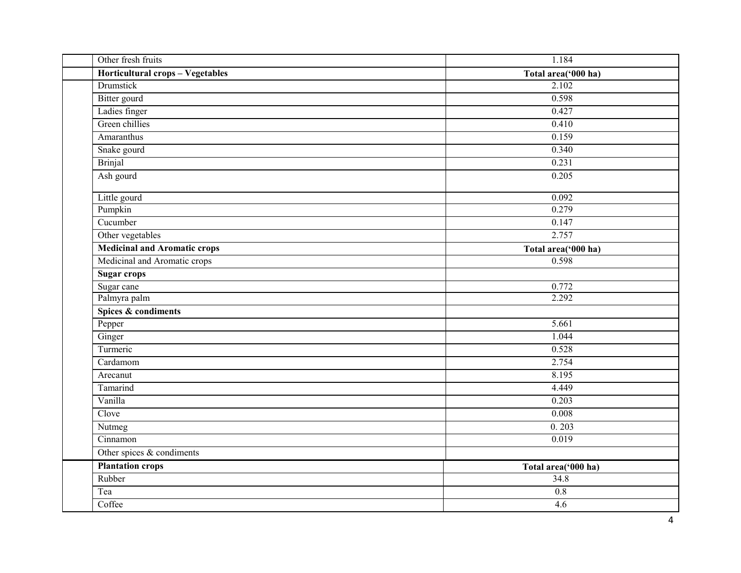| | | |
|---|---|---|
| | Other fresh fruits | 1.184 |
| | **Horticultural crops – Vegetables** | **Total area('000 ha)** |
| | Drumstick | 2.102 |
| | Bitter gourd | 0.598 |
| | Ladies finger | 0.427 |
| | Green chillies | 0.410 |
| | Amaranthus | 0.159 |
| | Snake gourd | 0.340 |
| | Brinjal | 0.231 |
| | Ash gourd | 0.205 |
| | Little gourd | 0.092 |
| | Pumpkin | 0.279 |
| | Cucumber | 0.147 |
| | Other vegetables | 2.757 |
| | **Medicinal and Aromatic crops** | **Total area('000 ha)** |
| | Medicinal and Aromatic crops | 0.598 |
| | **Sugar crops** | |
| | Sugar cane | 0.772 |
| | Palmyra palm | 2.292 |
| | **Spices & condiments** | |
| | Pepper | 5.661 |
| | Ginger | 1.044 |
| | Turmeric | 0.528 |
| | Cardamom | 2.754 |
| | Arecanut | 8.195 |
| | Tamarind | 4.449 |
| | Vanilla | 0.203 |
| | Clove | 0.008 |
| | Nutmeg | 0. 203 |
| | Cinnamon | 0.019 |
| | Other spices & condiments | |
| | **Plantation crops** | **Total area('000 ha)** |
| | Rubber | 34.8 |
| | Tea | 0.8 |
| | Coffee | 4.6 |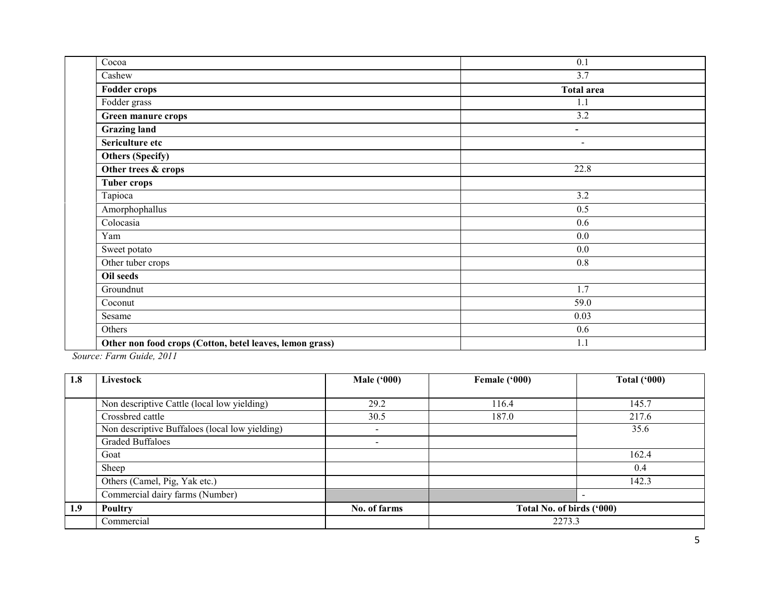| | | |
|---|---|---|
| | Cocoa | 0.1 |
| | Cashew | 3.7 |
| | **Fodder crops** | **Total area** |
| | Fodder grass | 1.1 |
| | **Green manure crops** | 3.2 |
| | **Grazing land** | **-** |
| | **Sericulture etc** | - |
| | **Others (Specify)** | |
| | **Other trees & crops** | 22.8 |
| | **Tuber crops** | |
| | Tapioca | 3.2 |
| | Amorphophallus | 0.5 |
| | Colocasia | 0.6 |
| | Yam | 0.0 |
| | Sweet potato | 0.0 |
| | Other tuber crops | 0.8 |
| | **Oil seeds** | |
| | Groundnut | 1.7 |
| | Coconut | 59.0 |
| | Sesame | 0.03 |
| | Others | 0.6 |
| | **Other non food crops (Cotton, betel leaves, lemon grass)** | 1.1 |

*Source: Farm Guide, 2011*

| **1.8** | **Livestock** | **Male ('000)** | **Female ('000)** | **Total ('000)** |
|---|---|---|---|---|
| | Non descriptive Cattle (local low yielding) | 29.2 | 116.4 | 145.7 |
| | Crossbred cattle | 30.5 | 187.0 | 217.6 |
| | Non descriptive Buffaloes (local low yielding) | - | | 35.6 |
| | Graded Buffaloes | - | | |
| | Goat | | | 162.4 |
| | Sheep | | | 0.4 |
| | Others (Camel, Pig, Yak etc.) | | | 142.3 |
| | Commercial dairy farms (Number) | | | - |
| **1.9** | **Poultry** | **No. of farms** | **Total No. of birds ('000)** | |
| | Commercial | | 2273.3 | |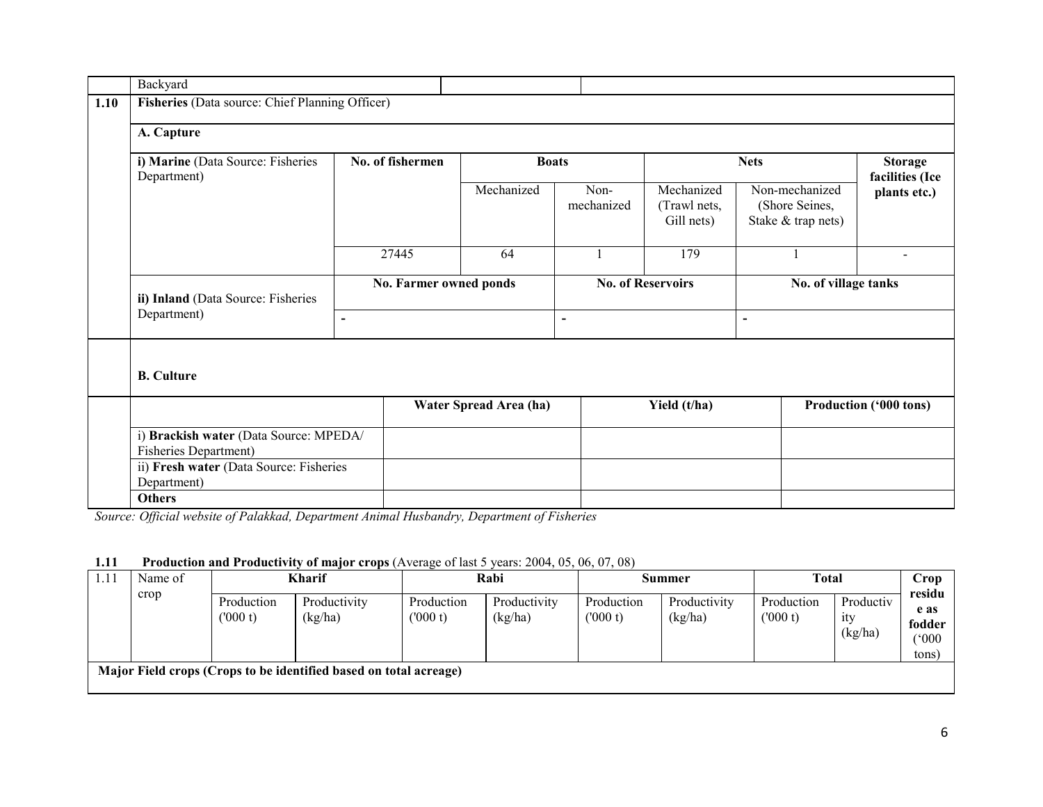| | Backyard | | |
|---|---|---|---|

| 1.10 | Fisheries (Data source: Chief Planning Officer) | | | | | | |
|---|---|---|---|---|---|---|---|
| | **A. Capture** | | | | | | |
| | **i) Marine** (Data Source: Fisheries Department) | **No. of fishermen** | **Boats** | | **Nets** | | **Storage facilities (Ice plants etc.)** |
| | | | Mechanized | Non-mechanized | Mechanized (Trawl nets, Gill nets) | Non-mechanized (Shore Seines, Stake & trap nets) | |
| | | 27445 | 64 | 1 | 179 | 1 | - |
| | **ii) Inland** (Data Source: Fisheries Department) | **No. Farmer owned ponds** | | **No. of Reservoirs** | | **No. of village tanks** | |
| | | - | | - | | - | |
| | **B. Culture** | | | | | | |

| | | Water Spread Area (ha) | Yield (t/ha) | Production ('000 tons) |
|---|---|---|---|---|
| | i) **Brackish water** (Data Source: MPEDA/ Fisheries Department) | | | |
| | ii) **Fresh water** (Data Source: Fisheries Department) | | | |
| | **Others** | | | |

*Source: Official website of Palakkad, Department Animal Husbandry, Department of Fisheries*

**1.11 Production and Productivity of major crops** (Average of last 5 years: 2004, 05, 06, 07, 08)

| 1.11 | Name of crop | **Kharif** | | **Rabi** | | **Summer** | | **Total** | | **Crop residue as fodder ('000 tons)** |
|---|---|---|---|---|---|---|---|---|---|---|
| | | Production ('000 t) | Productivity (kg/ha) | Production ('000 t) | Productivity (kg/ha) | Production ('000 t) | Productivity (kg/ha) | Production ('000 t) | Productivity (kg/ha) | |
| **Major Field crops (Crops to be identified based on total acreage)** | | | | | | | | | | |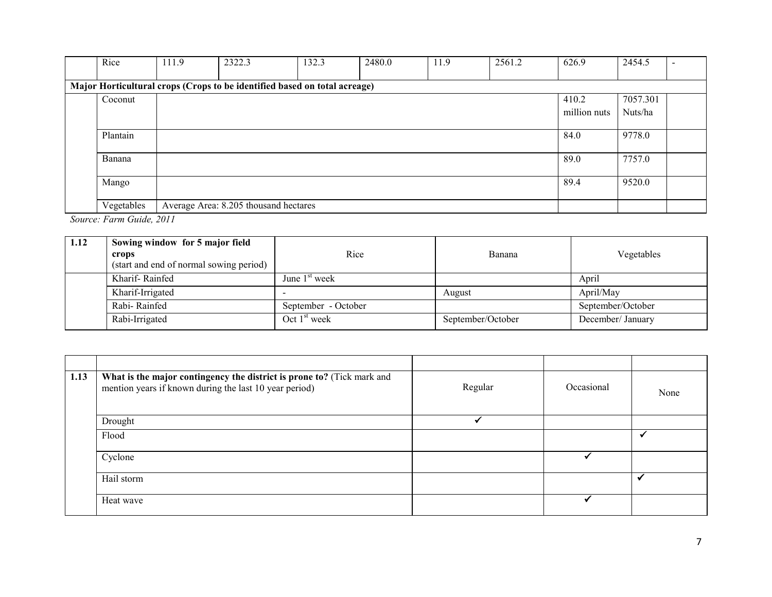| | Rice | 111.9 | 2322.3 | 132.3 | 2480.0 | 11.9 | 2561.2 | 626.9 | 2454.5 | - |
|---|---|---|---|---|---|---|---|---|---|---|
| **Major Horticultural crops (Crops to be identified based on total acreage)** | | | | | | | | | | |
| | Coconut | | | | | | | 410.2 million nuts | 7057.301 Nuts/ha | |
| | Plantain | | | | | | | 84.0 | 9778.0 | |
| | Banana | | | | | | | 89.0 | 7757.0 | |
| | Mango | | | | | | | 89.4 | 9520.0 | |
| | Vegetables | Average Area: 8.205 thousand hectares | | | | | | | | |

*Source: Farm Guide, 2011*

| 1.12 | **Sowing window for 5 major field crops** (start and end of normal sowing period) | Rice | Banana | Vegetables |
|---|---|---|---|---|
| | Kharif- Rainfed | June 1st week | | April |
| | Kharif-Irrigated | - | August | April/May |
| | Rabi- Rainfed | September - October | | September/October |
| | Rabi-Irrigated | Oct 1st week | September/October | December/ January |

| | | | | |
|---|---|---|---|---|
| 1.13 | **What is the major contingency the district is prone to?** (Tick mark and mention years if known during the last 10 year period) | Regular | Occasional | None |
| | Drought | ✓ | | |
| | Flood | | | ✓ |
| | Cyclone | | ✓ | |
| | Hail storm | | | ✓ |
| | Heat wave | | ✓ | |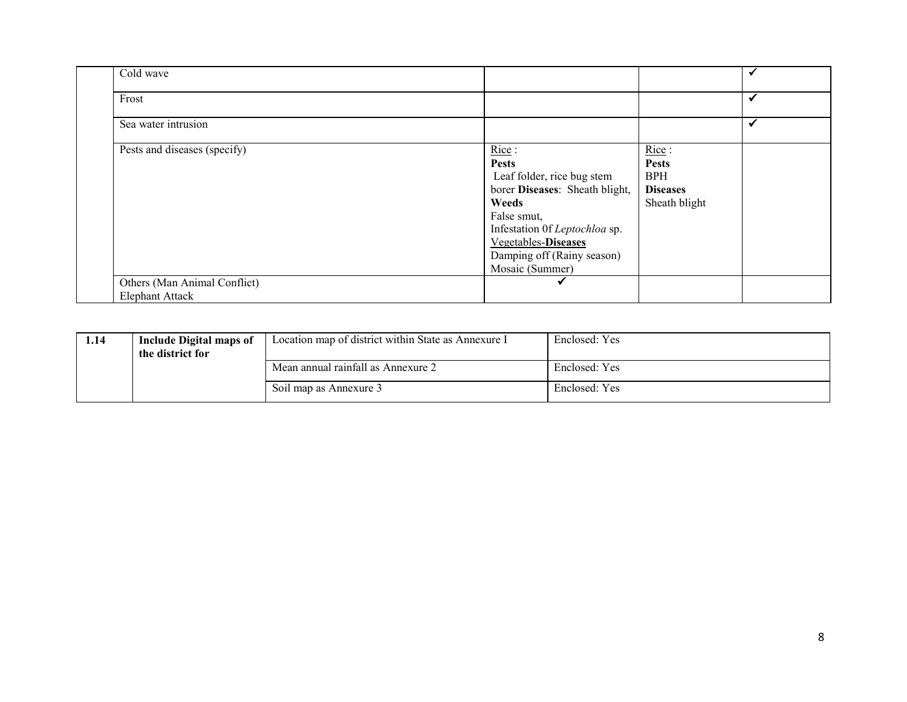| | | | | |
|---|---|---|---|---|
| | Cold wave | | | ✔ |
| | Frost | | | ✔ |
| | Sea water intrusion | | | ✔ |
| | Pests and diseases (specify) | Rice :<br>**Pests**<br>Leaf folder, rice bug stem borer **Diseases**: Sheath blight,<br>**Weeds**<br>False smut,<br>Infestation 0f *Leptochloa* sp.<br>Vegetables-**Diseases**<br>Damping off (Rainy season)<br>Mosaic (Summer) | Rice :<br>**Pests**<br>BPH<br>**Diseases**<br>Sheath blight | |
| | Others (Man Animal Conflict)<br>Elephant Attack | ✔ | | |

| | | | |
|---|---|---|---|
| **1.14** | **Include Digital maps of the district for** | Location map of district within State as Annexure I | Enclosed: Yes |
| | | Mean annual rainfall as Annexure 2 | Enclosed: Yes |
| | | Soil map as Annexure 3 | Enclosed: Yes |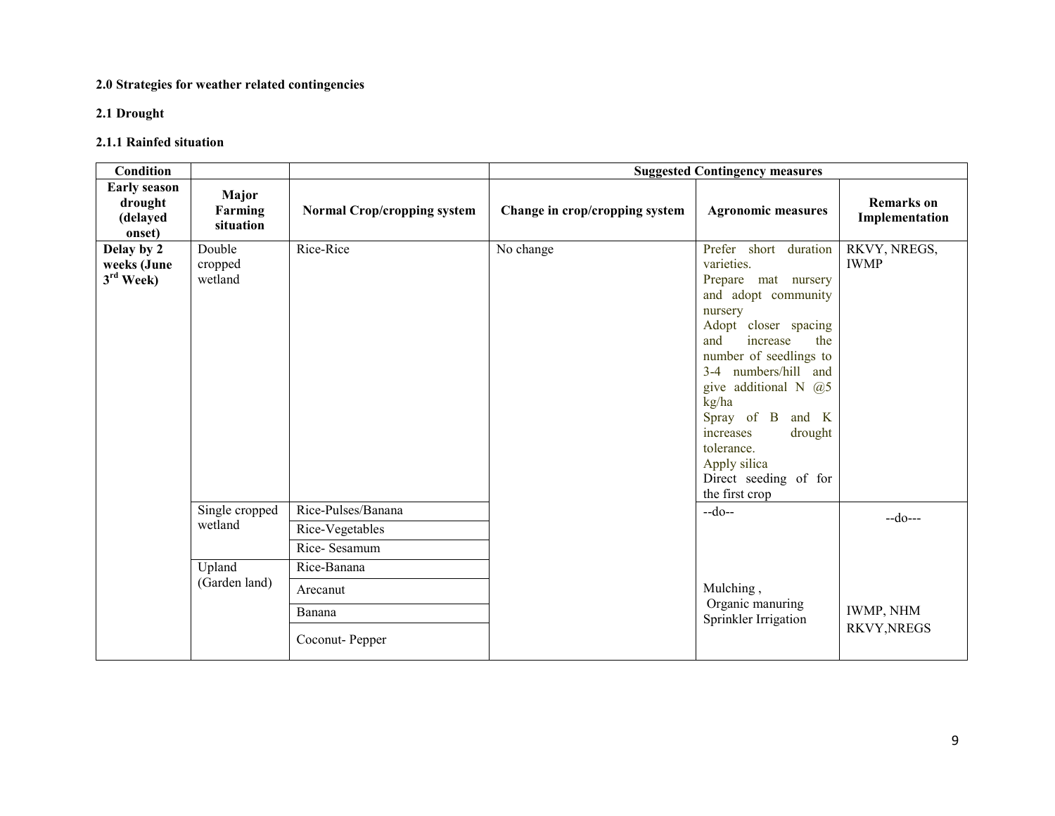**2.0 Strategies for weather related contingencies**

**2.1 Drought**

**2.1.1 Rainfed situation**

| Condition | | | Suggested Contingency measures | | |
|---|---|---|---|---|---|
| **Early season drought (delayed onset)** | **Major Farming situation** | **Normal Crop/cropping system** | **Change in crop/cropping system** | **Agronomic measures** | **Remarks on Implementation** |
| **Delay by 2 weeks (June 3rd Week)** | Double cropped wetland | Rice-Rice | No change | Prefer short duration varieties.<br>Prepare mat nursery and adopt community nursery<br>Adopt closer spacing and increase the number of seedlings to 3-4 numbers/hill and give additional N @5 kg/ha<br>Spray of B and K increases drought tolerance.<br>Apply silica<br>Direct seeding of for the first crop | RKVY, NREGS, IWMP |
| | Single cropped wetland | Rice-Pulses/Banana | | --do-- | --do--- |
| | | Rice-Vegetables | | | |
| | | Rice- Sesamum | | | |
| | Upland (Garden land) | Rice-Banana | | | |
| | | Arecanut | | Mulching ,<br>Organic manuring<br>Sprinkler Irrigation | IWMP, NHM<br>RKVY,NREGS |
| | | Banana | | | |
| | | Coconut- Pepper | | | |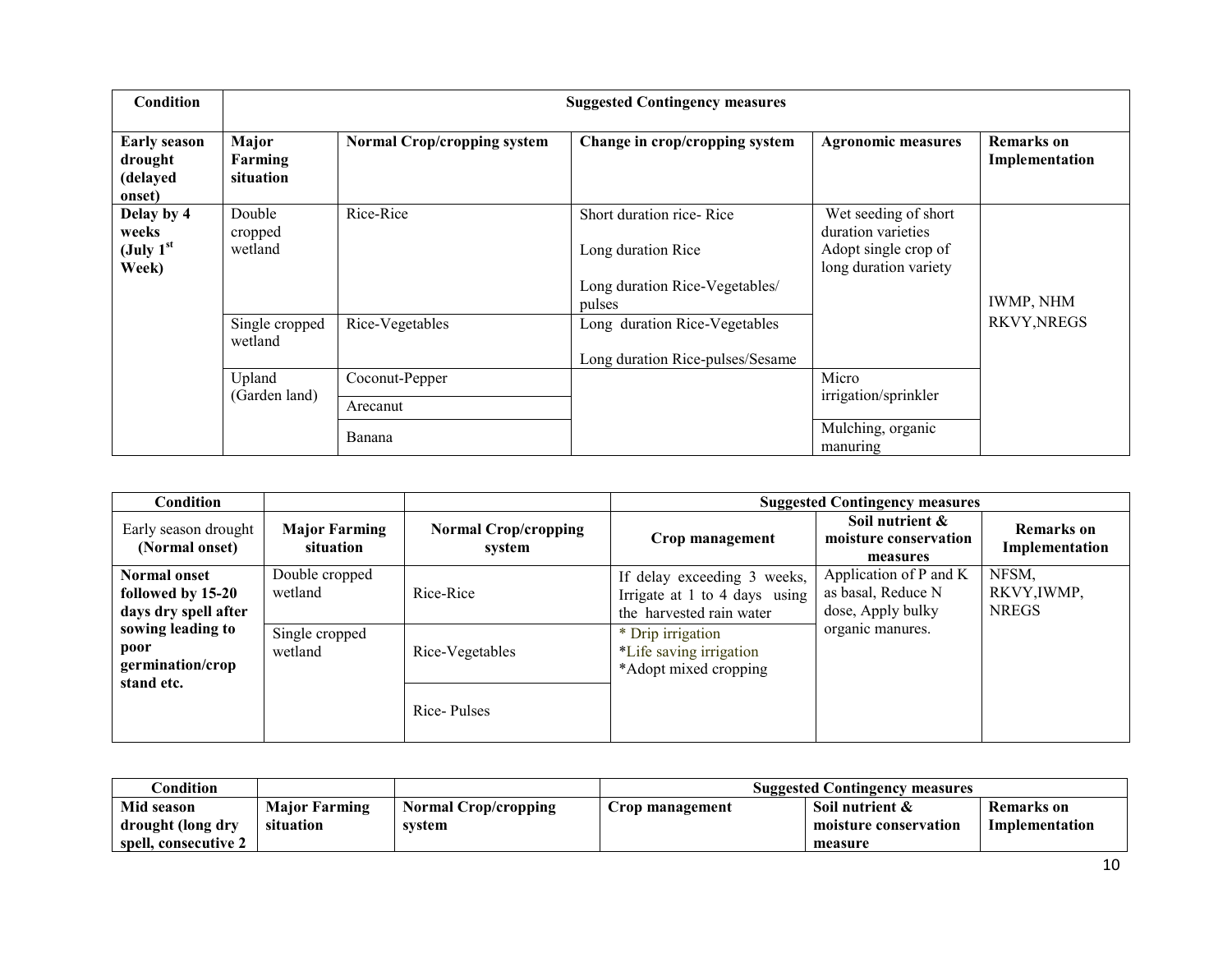| Condition | Suggested Contingency measures | | | | |
|---|---|---|---|---|---|
| **Early season drought (delayed onset)** | **Major Farming situation** | **Normal Crop/cropping system** | **Change in crop/cropping system** | **Agronomic measures** | **Remarks on Implementation** |
| **Delay by 4 weeks (July 1st Week)** | Double cropped wetland | Rice-Rice | Short duration rice- Rice<br>Long duration Rice<br>Long duration Rice-Vegetables/ pulses | Wet seeding of short duration varieties<br>Adopt single crop of long duration variety | IWMP, NHM RKVY,NREGS |
| | Single cropped wetland | Rice-Vegetables | Long duration Rice-Vegetables<br>Long duration Rice-pulses/Sesame | | |
| | Upland (Garden land) | Coconut-Pepper | | Micro irrigation/sprinkler | |
| | | Arecanut | | | |
| | | Banana | | Mulching, organic manuring | |

| Condition | | | Suggested Contingency measures | | |
|---|---|---|---|---|---|
| Early season drought **(Normal onset)** | **Major Farming situation** | **Normal Crop/cropping system** | **Crop management** | **Soil nutrient & moisture conservation measures** | **Remarks on Implementation** |
| **Normal onset followed by 15-20 days dry spell after sowing leading to poor germination/crop stand etc.** | Double cropped wetland | Rice-Rice | If delay exceeding 3 weeks, Irrigate at 1 to 4 days using the harvested rain water | Application of P and K as basal, Reduce N dose, Apply bulky organic manures. | NFSM, RKVY,IWMP, NREGS |
| | Single cropped wetland | Rice-Vegetables | * Drip irrigation<br>*Life saving irrigation<br>*Adopt mixed cropping | | |
| | | Rice- Pulses | | | |

| Condition | | | Suggested Contingency measures | | |
|---|---|---|---|---|---|
| **Mid season drought (long dry spell, consecutive 2** | **Major Farming situation** | **Normal Crop/cropping system** | **Crop management** | **Soil nutrient & moisture conservation measure** | **Remarks on Implementation** |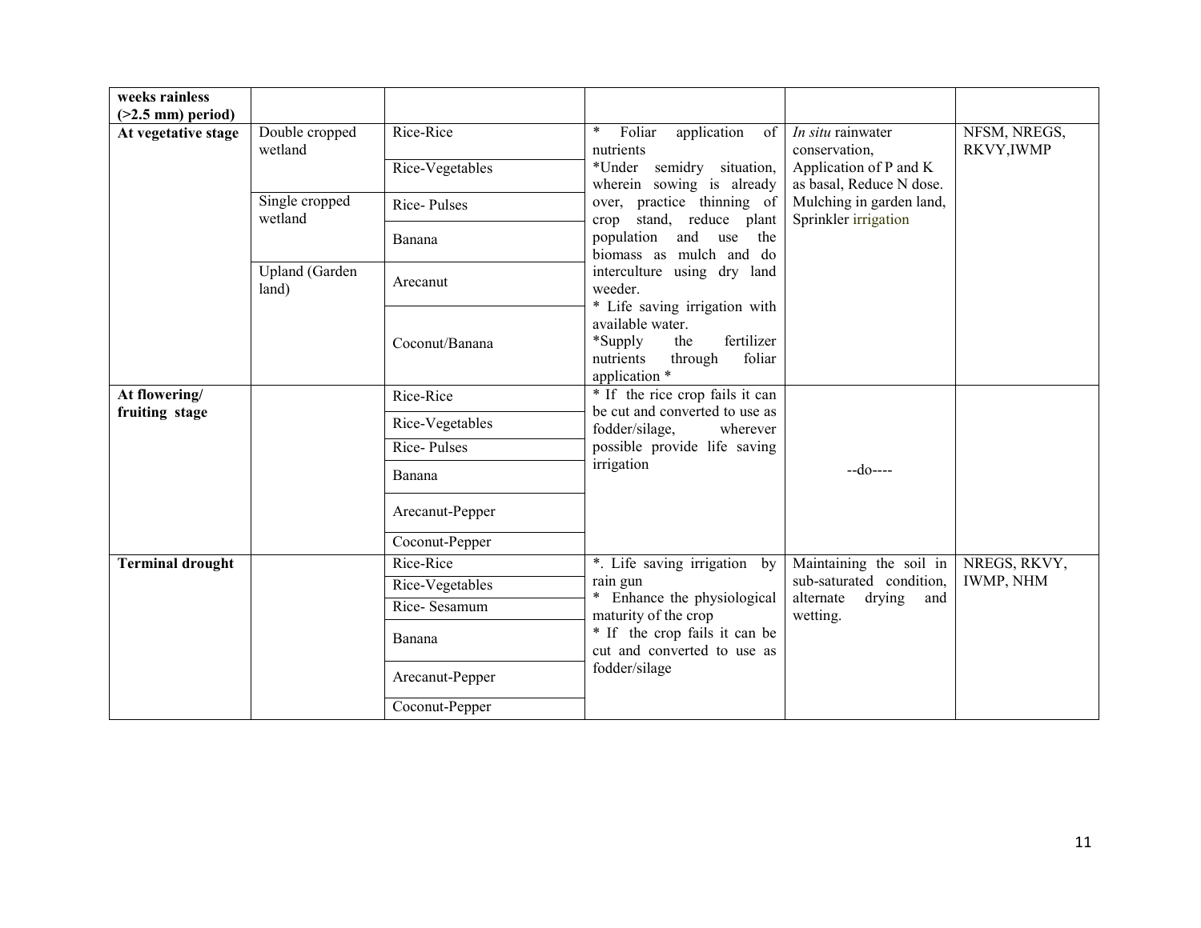| weeks rainless (>2.5 mm) period) | | | | | |
|---|---|---|---|---|---|
| **At vegetative stage** | Double cropped wetland | Rice-Rice | * Foliar application of nutrients *Under semidry situation, wherein sowing is already over, practice thinning of crop stand, reduce plant population and use the biomass as mulch and do interculture using dry land weeder. * Life saving irrigation with available water. *Supply the fertilizer nutrients through foliar application * | *In situ* rainwater conservation, Application of P and K as basal, Reduce N dose. Mulching in garden land, Sprinkler irrigation | NFSM, NREGS, RKVY,IWMP |
| | | Rice-Vegetables | | | |
| | Single cropped wetland | Rice- Pulses | | | |
| | | Banana | | | |
| | Upland (Garden land) | Arecanut | | | |
| | | Coconut/Banana | | | |
| **At flowering/ fruiting stage** | | Rice-Rice | * If the rice crop fails it can be cut and converted to use as fodder/silage, wherever possible provide life saving irrigation | --do---- | |
| | | Rice-Vegetables | | | |
| | | Rice- Pulses | | | |
| | | Banana | | | |
| | | Arecanut-Pepper | | | |
| | | Coconut-Pepper | | | |
| **Terminal drought** | | Rice-Rice | *. Life saving irrigation by rain gun * Enhance the physiological maturity of the crop * If the crop fails it can be cut and converted to use as fodder/silage | Maintaining the soil in sub-saturated condition, alternate drying and wetting. | NREGS, RKVY, IWMP, NHM |
| | | Rice-Vegetables | | | |
| | | Rice- Sesamum | | | |
| | | Banana | | | |
| | | Arecanut-Pepper | | | |
| | | Coconut-Pepper | | | |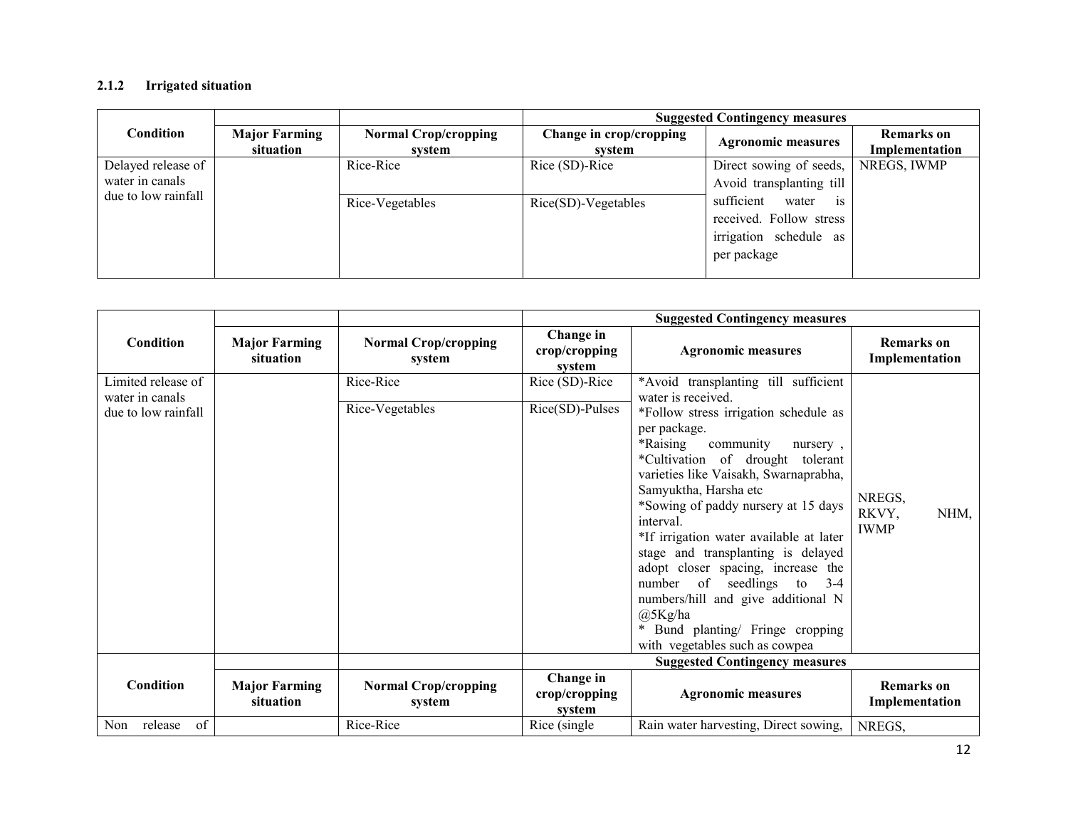#### 2.1.2 Irrigated situation

| Condition | Major Farming situation | Normal Crop/cropping system | Suggested Contingency measures | | |
|---|---|---|---|---|---|
| | | | Change in crop/cropping system | Agronomic measures | Remarks on Implementation |
| Delayed release of water in canals due to low rainfall | | Rice-Rice | Rice (SD)-Rice | Direct sowing of seeds, Avoid transplanting till sufficient water is received. Follow stress irrigation schedule as per package | NREGS, IWMP |
| | | Rice-Vegetables | Rice(SD)-Vegetables | | |

| Condition | Major Farming situation | Normal Crop/cropping system | Suggested Contingency measures | | |
|---|---|---|---|---|---|
| | | | Change in crop/cropping system | Agronomic measures | Remarks on Implementation |
| Limited release of water in canals due to low rainfall | | Rice-Rice | Rice (SD)-Rice | *Avoid transplanting till sufficient water is received.<br>*Follow stress irrigation schedule as per package.<br>*Raising community nursery ,<br>*Cultivation of drought tolerant varieties like Vaisakh, Swarnaprabha, Samyuktha, Harsha etc<br>*Sowing of paddy nursery at 15 days interval.<br>*If irrigation water available at later stage and transplanting is delayed adopt closer spacing, increase the number of seedlings to 3-4 numbers/hill and give additional N @5Kg/ha<br>* Bund planting/ Fringe cropping with vegetables such as cowpea | NREGS, RKVY, NHM, IWMP |
| | | Rice-Vegetables | Rice(SD)-Pulses | | |

| Condition | Major Farming situation | Normal Crop/cropping system | Suggested Contingency measures | | |
|---|---|---|---|---|---|
| | | | Change in crop/cropping system | Agronomic measures | Remarks on Implementation |
| Non release of | | Rice-Rice | Rice (single | Rain water harvesting, Direct sowing, | NREGS, |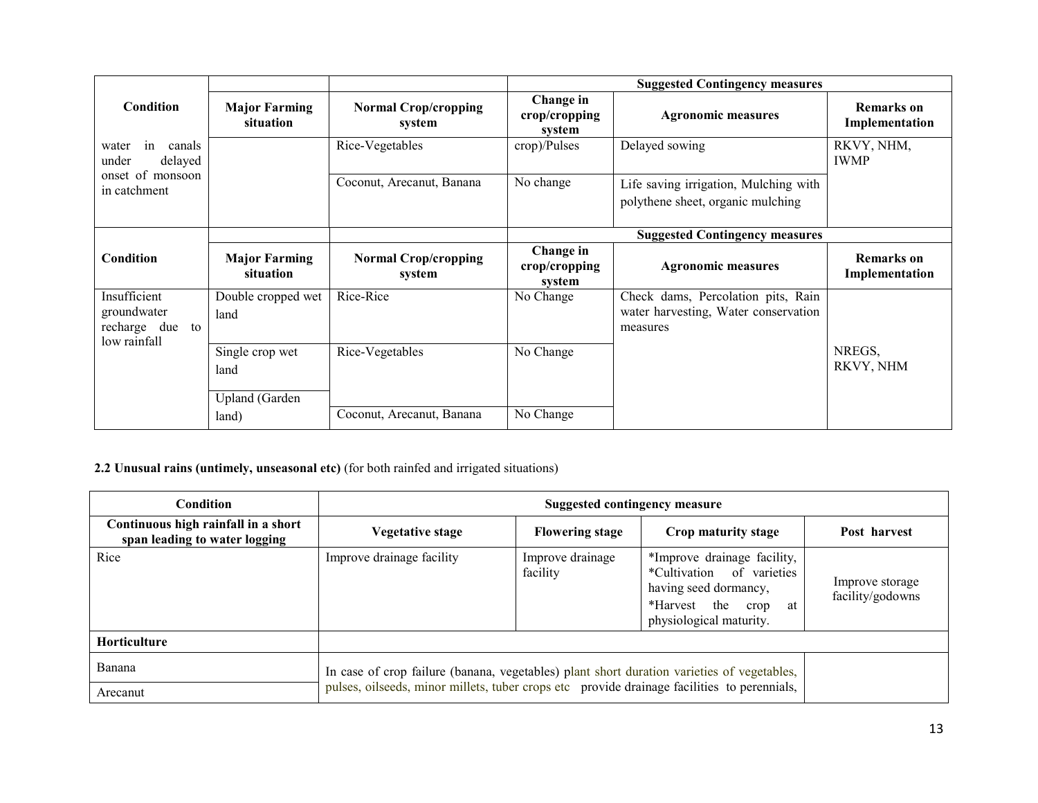| Condition | Major Farming situation | Normal Crop/cropping system | Suggested Contingency measures | | |
|---|---|---|---|---|---|
| | | | Change in crop/cropping system | Agronomic measures | Remarks on Implementation |
| water in canals under delayed onset of monsoon in catchment | | Rice-Vegetables | crop)/Pulses | Delayed sowing | RKVY, NHM, IWMP |
| | | Coconut, Arecanut, Banana | No change | Life saving irrigation, Mulching with polythene sheet, organic mulching | |

| Condition | Major Farming situation | Normal Crop/cropping system | Suggested Contingency measures | | |
|---|---|---|---|---|---|
| | | | Change in crop/cropping system | Agronomic measures | Remarks on Implementation |
| Insufficient groundwater recharge due to low rainfall | Double cropped wet land | Rice-Rice | No Change | Check dams, Percolation pits, Rain water harvesting, Water conservation measures | NREGS, RKVY, NHM |
| | Single crop wet land | Rice-Vegetables | No Change | | |
| | Upland (Garden land) | Coconut, Arecanut, Banana | No Change | | |

**2.2 Unusual rains (untimely, unseasonal etc)** (for both rainfed and irrigated situations)

| Condition | Suggested contingency measure | | | |
|---|---|---|---|---|
| Continuous high rainfall in a short span leading to water logging | Vegetative stage | Flowering stage | Crop maturity stage | Post harvest |
| Rice | Improve drainage facility | Improve drainage facility | *Improve drainage facility, *Cultivation of varieties having seed dormancy, *Harvest the crop at physiological maturity. | Improve storage facility/godowns |
| **Horticulture** | | | | |
| Banana | In case of crop failure (banana, vegetables) plant short duration varieties of vegetables, pulses, oilseeds, minor millets, tuber crops etc provide drainage facilities to perennials, | | | |
| Arecanut | | | | |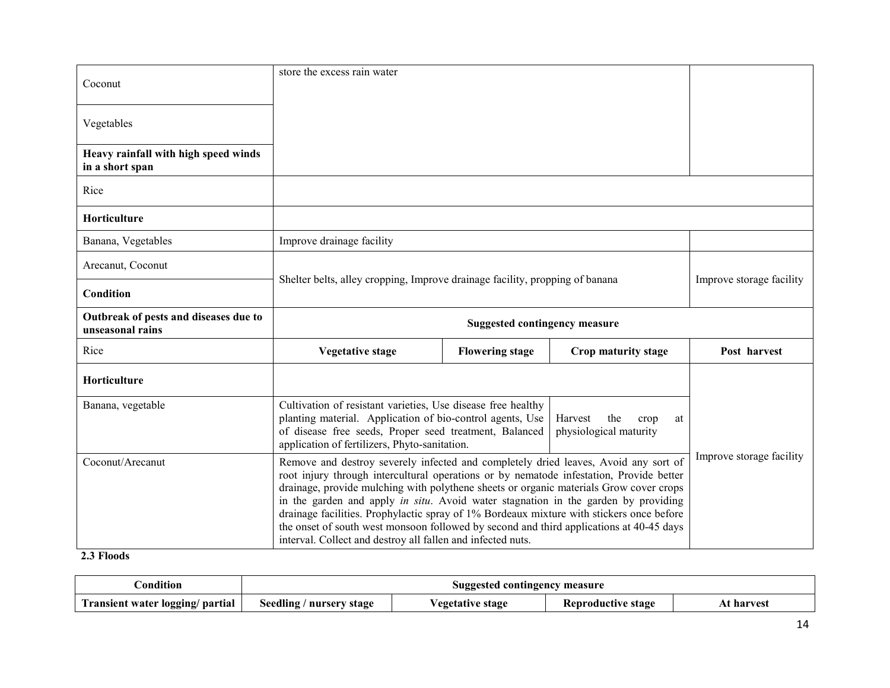| | | | | |
|---|---|---|---|---|
| Coconut | store the excess rain water | | | |
| Vegetables | | | | |
| **Heavy rainfall with high speed winds in a short span** | | | | |
| Rice | | | | |
| **Horticulture** | | | | |
| Banana, Vegetables | Improve drainage facility | | | |
| Arecanut, Coconut | Shelter belts, alley cropping, Improve drainage facility, propping of banana | | | Improve storage facility |
| **Condition** | | | | |
| **Outbreak of pests and diseases due to unseasonal rains** | **Suggested contingency measure** | | | |
| Rice | **Vegetative stage** | **Flowering stage** | **Crop maturity stage** | **Post harvest** |
| **Horticulture** | | | | Improve storage facility |
| Banana, vegetable | Cultivation of resistant varieties, Use disease free healthy planting material. Application of bio-control agents, Use of disease free seeds, Proper seed treatment, Balanced application of fertilizers, Phyto-sanitation. | | Harvest the crop at physiological maturity | |
| Coconut/Arecanut | Remove and destroy severely infected and completely dried leaves, Avoid any sort of root injury through intercultural operations or by nematode infestation, Provide better drainage, provide mulching with polythene sheets or organic materials Grow cover crops in the garden and apply *in situ*. Avoid water stagnation in the garden by providing drainage facilities. Prophylactic spray of 1% Bordeaux mixture with stickers once before the onset of south west monsoon followed by second and third applications at 40-45 days interval. Collect and destroy all fallen and infected nuts. | | | |

**2.3 Floods**

| Condition | Suggested contingency measure | | | |
|---|---|---|---|---|
| **Transient water logging/ partial** | **Seedling / nursery stage** | **Vegetative stage** | **Reproductive stage** | **At harvest** |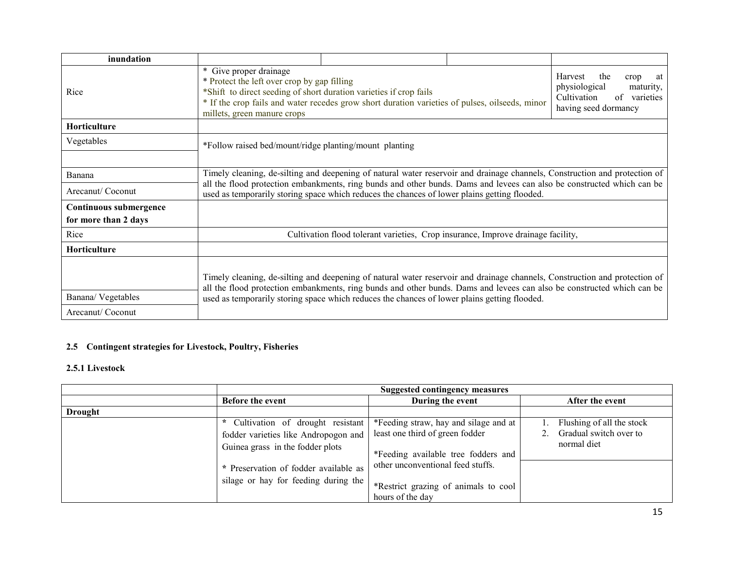| inundation | | | | |
|---|---|---|---|---|
| Rice | * Give proper drainage<br>* Protect the left over crop by gap filling<br>*Shift to direct seeding of short duration varieties if crop fails<br>* If the crop fails and water recedes grow short duration varieties of pulses, oilseeds, minor millets, green manure crops | | | Harvest the crop at physiological maturity, Cultivation of varieties having seed dormancy |
| **Horticulture** | | | | |
| Vegetables | *Follow raised bed/mount/ridge planting/mount planting | | | |
| Banana | Timely cleaning, de-silting and deepening of natural water reservoir and drainage channels, Construction and protection of all the flood protection embankments, ring bunds and other bunds. Dams and levees can also be constructed which can be used as temporarily storing space which reduces the chances of lower plains getting flooded. | | | |
| Arecanut/ Coconut | | | | |
| **Continuous submergence for more than 2 days** | | | | |
| Rice | Cultivation flood tolerant varieties, Crop insurance, Improve drainage facility, | | | |
| **Horticulture** | | | | |
| Banana/ Vegetables | Timely cleaning, de-silting and deepening of natural water reservoir and drainage channels, Construction and protection of all the flood protection embankments, ring bunds and other bunds. Dams and levees can also be constructed which can be used as temporarily storing space which reduces the chances of lower plains getting flooded. | | | |
| Arecanut/ Coconut | | | | |

### 2.5 Contingent strategies for Livestock, Poultry, Fisheries

#### 2.5.1 Livestock

| | Suggested contingency measures | | |
|---|---|---|---|
| | **Before the event** | **During the event** | **After the event** |
| **Drought** | | | |
| | * Cultivation of drought resistant fodder varieties like Andropogon and Guinea grass in the fodder plots<br><br>* Preservation of fodder available as silage or hay for feeding during the | *Feeding straw, hay and silage and at least one third of green fodder<br><br>*Feeding available tree fodders and other unconventional feed stuffs.<br><br>*Restrict grazing of animals to cool hours of the day | 1. Flushing of all the stock<br>2. Gradual switch over to normal diet |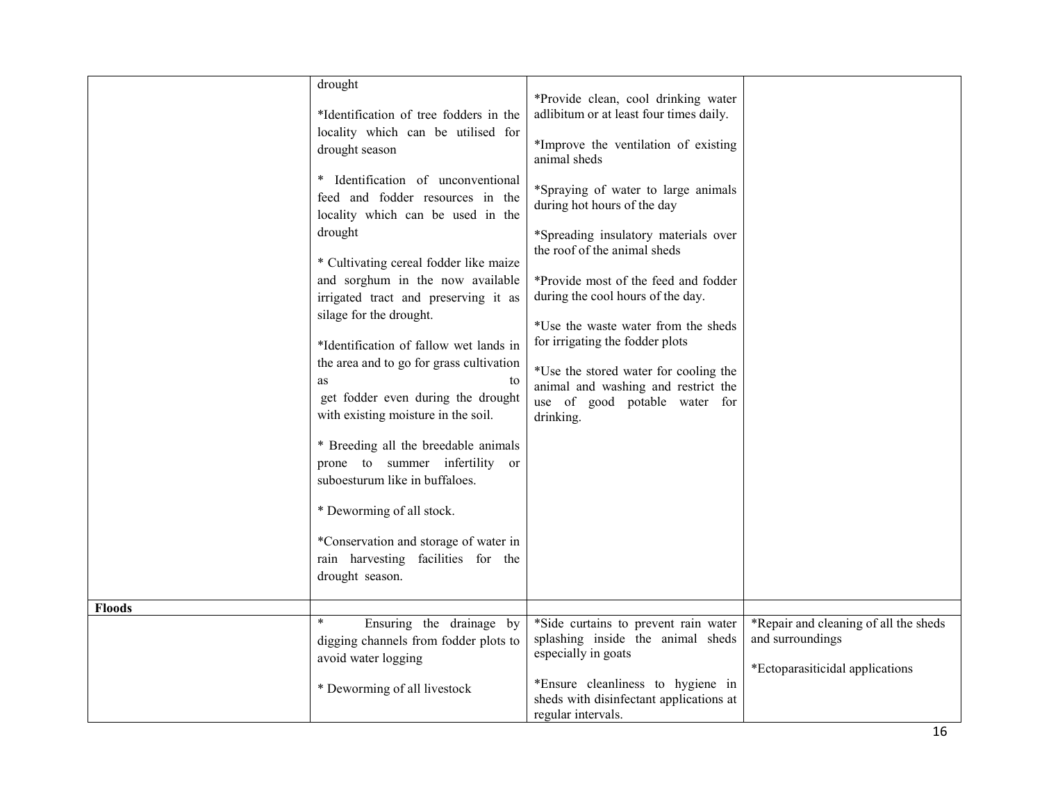| | | | |
|---|---|---|---|
| | drought<br><br>*Identification of tree fodders in the locality which can be utilised for drought season<br><br>* Identification of unconventional feed and fodder resources in the locality which can be used in the drought<br><br>* Cultivating cereal fodder like maize and sorghum in the now available irrigated tract and preserving it as silage for the drought.<br><br>*Identification of fallow wet lands in the area and to go for grass cultivation as to get fodder even during the drought with existing moisture in the soil.<br><br>* Breeding all the breedable animals prone to summer infertility or suboesturum like in buffaloes.<br><br>* Deworming of all stock.<br><br>*Conservation and storage of water in rain harvesting facilities for the drought season. | *Provide clean, cool drinking water adlibitum or at least four times daily.<br><br>*Improve the ventilation of existing animal sheds<br><br>*Spraying of water to large animals during hot hours of the day<br><br>*Spreading insulatory materials over the roof of the animal sheds<br><br>*Provide most of the feed and fodder during the cool hours of the day.<br><br>*Use the waste water from the sheds for irrigating the fodder plots<br><br>*Use the stored water for cooling the animal and washing and restrict the use of good potable water for drinking. | |
| **Floods** | | | |
| | * Ensuring the drainage by digging channels from fodder plots to avoid water logging<br><br>* Deworming of all livestock | *Side curtains to prevent rain water splashing inside the animal sheds especially in goats<br><br>*Ensure cleanliness to hygiene in sheds with disinfectant applications at regular intervals. | *Repair and cleaning of all the sheds and surroundings<br><br>*Ectoparasiticidal applications |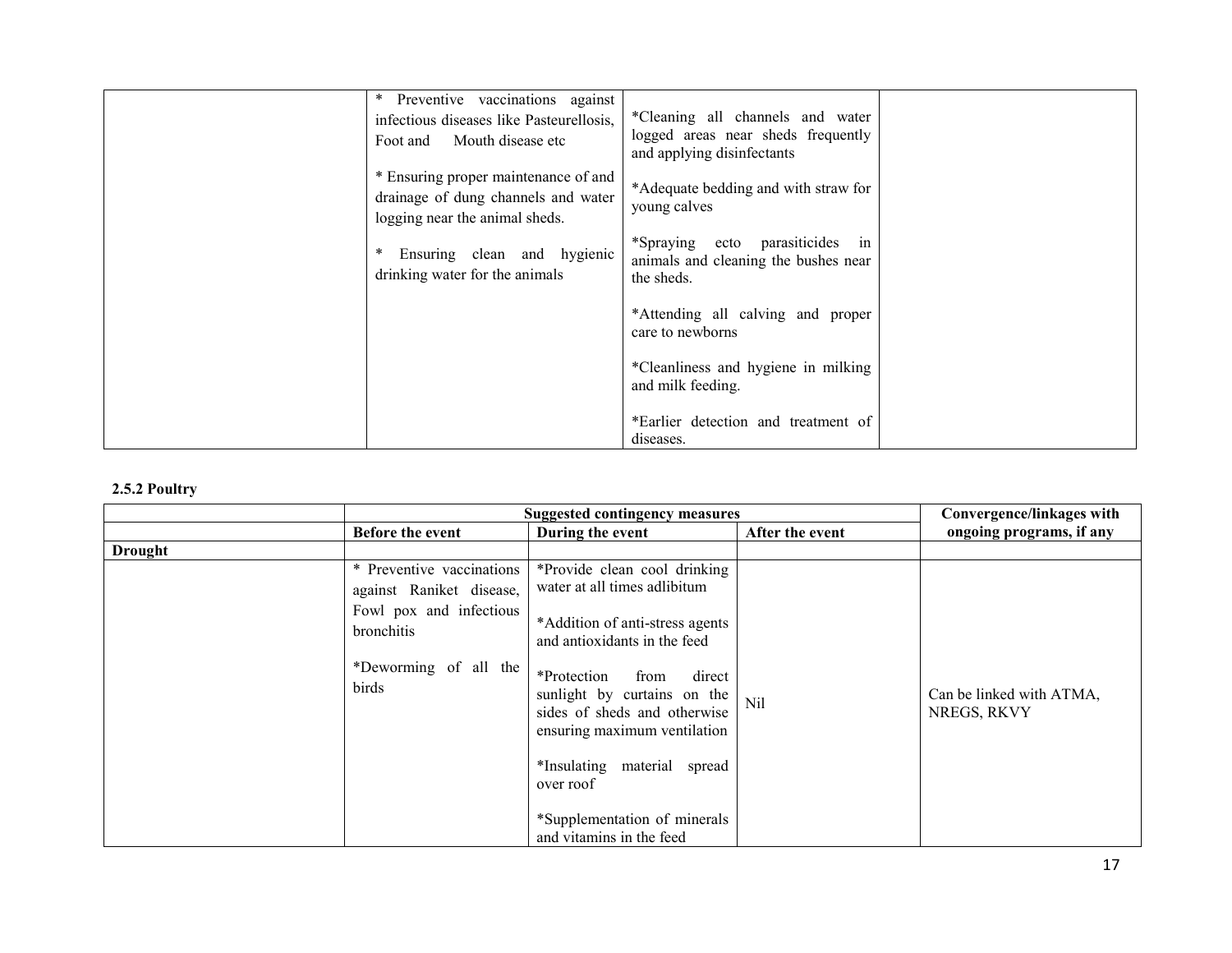| | | | |
|---|---|---|---|
| | * Preventive vaccinations against infectious diseases like Pasteurellosis, Foot and Mouth disease etc<br><br>* Ensuring proper maintenance of and drainage of dung channels and water logging near the animal sheds.<br><br>* Ensuring clean and hygienic drinking water for the animals | *Cleaning all channels and water logged areas near sheds frequently and applying disinfectants<br><br>*Adequate bedding and with straw for young calves<br><br>*Spraying ecto parasiticides in animals and cleaning the bushes near the sheds.<br><br>*Attending all calving and proper care to newborns<br><br>*Cleanliness and hygiene in milking and milk feeding.<br><br>*Earlier detection and treatment of diseases. | |

**2.5.2 Poultry**

| | Suggested contingency measures | | | Convergence/linkages with ongoing programs, if any |
|---|---|---|---|---|
| | Before the event | During the event | After the event | |
| **Drought** | | | | |
| | * Preventive vaccinations against Raniket disease, Fowl pox and infectious bronchitis<br><br>*Deworming of all the birds | *Provide clean cool drinking water at all times adlibitum<br><br>*Addition of anti-stress agents and antioxidants in the feed<br><br>*Protection from direct sunlight by curtains on the sides of sheds and otherwise ensuring maximum ventilation<br><br>*Insulating material spread over roof<br><br>*Supplementation of minerals and vitamins in the feed | Nil | Can be linked with ATMA, NREGS, RKVY |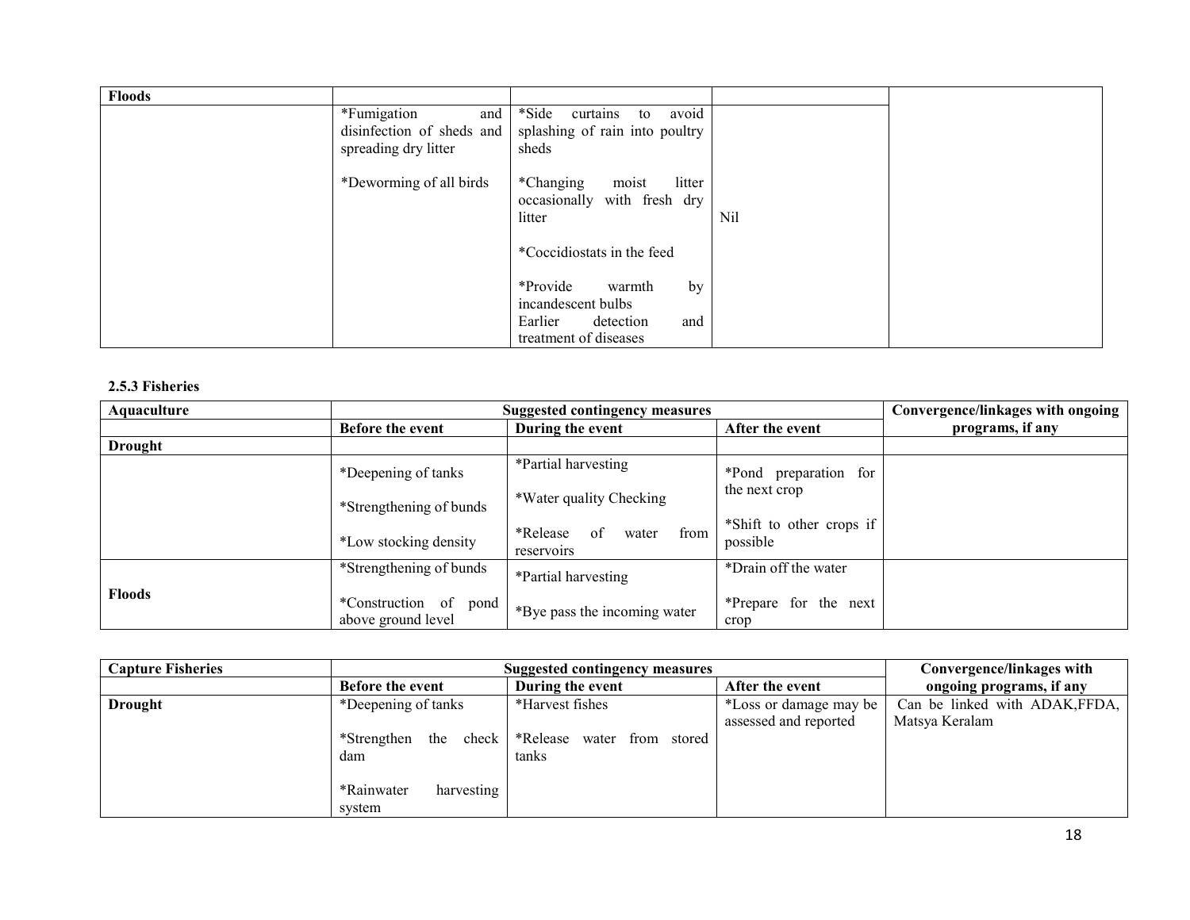| Floods | | | | |
|---|---|---|---|---|
| | *Fumigation and disinfection of sheds and spreading dry litter<br><br>*Deworming of all birds | *Side curtains to avoid splashing of rain into poultry sheds<br><br>*Changing moist litter occasionally with fresh dry litter<br><br>*Coccidiostats in the feed<br><br>*Provide warmth by incandescent bulbs<br>Earlier detection and treatment of diseases | Nil | |

**2.5.3 Fisheries**

| Aquaculture | Suggested contingency measures | | | Convergence/linkages with ongoing programs, if any |
|---|---|---|---|---|
| | Before the event | During the event | After the event | |
| **Drought** | | | | |
| | *Deepening of tanks<br><br>*Strengthening of bunds<br><br>*Low stocking density | *Partial harvesting<br><br>*Water quality Checking<br><br>*Release of water from reservoirs | *Pond preparation for the next crop<br><br>*Shift to other crops if possible | |
| **Floods** | *Strengthening of bunds<br><br>*Construction of pond above ground level | *Partial harvesting<br><br>*Bye pass the incoming water | *Drain off the water<br><br>*Prepare for the next crop | |

| Capture Fisheries | Suggested contingency measures | | | Convergence/linkages with ongoing programs, if any |
|---|---|---|---|---|
| | Before the event | During the event | After the event | |
| **Drought** | *Deepening of tanks<br><br>*Strengthen the check dam<br><br>*Rainwater harvesting system | *Harvest fishes<br><br>*Release water from stored tanks | *Loss or damage may be assessed and reported | Can be linked with ADAK,FFDA, Matsya Keralam |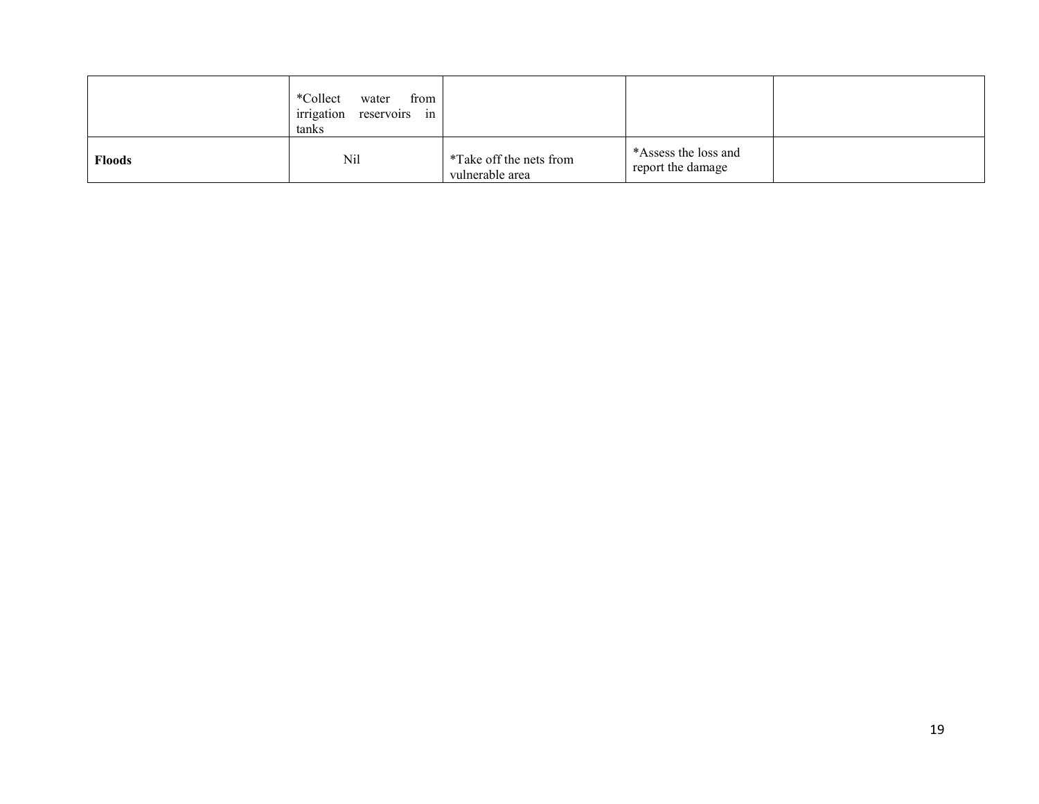| | | | | |
|---|---|---|---|---|
| | *Collect water from irrigation reservoirs in tanks | | | |
| **Floods** | Nil | *Take off the nets from vulnerable area | *Assess the loss and report the damage | |